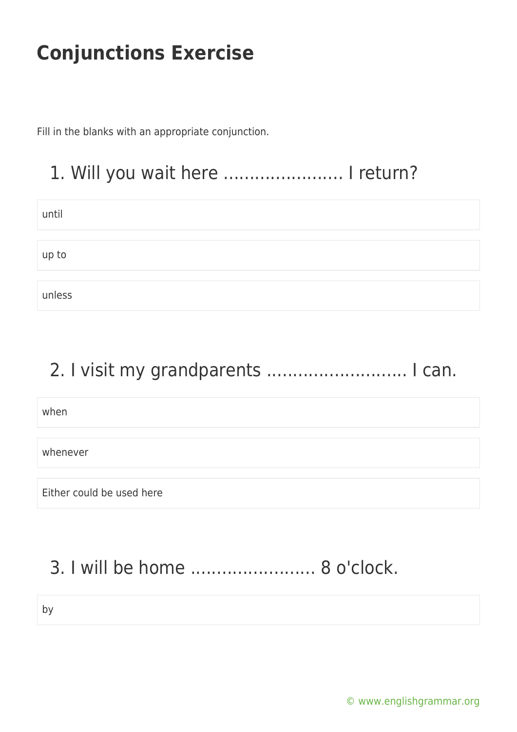# Conjunctions Exercise

Fill in the blanks with an appropriate conjunction.

## 1. Will you wait here ………………….. I return?

- until
- up to
- unless

## 2. I visit my grandparents …………………….. I can.

- when
- whenever
- Either could be used here

## 3. I will be home …………………… 8 o'clock.

- by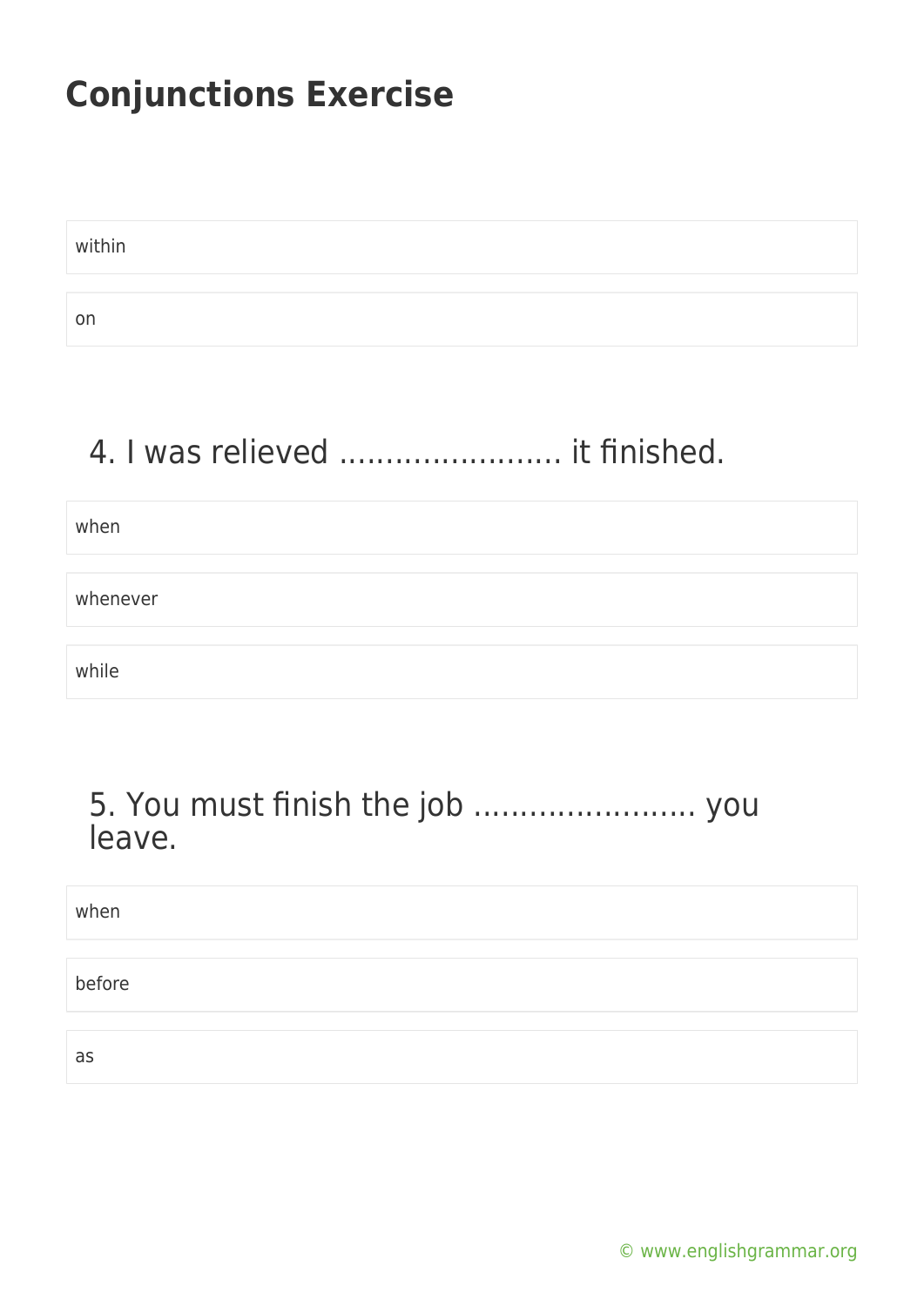# Conjunctions Exercise

within

on

4. I was relieved …………………… it finished.

when

whenever

while

5. You must finish the job …………………… you leave.

when

before

as

© www.englishgrammar.org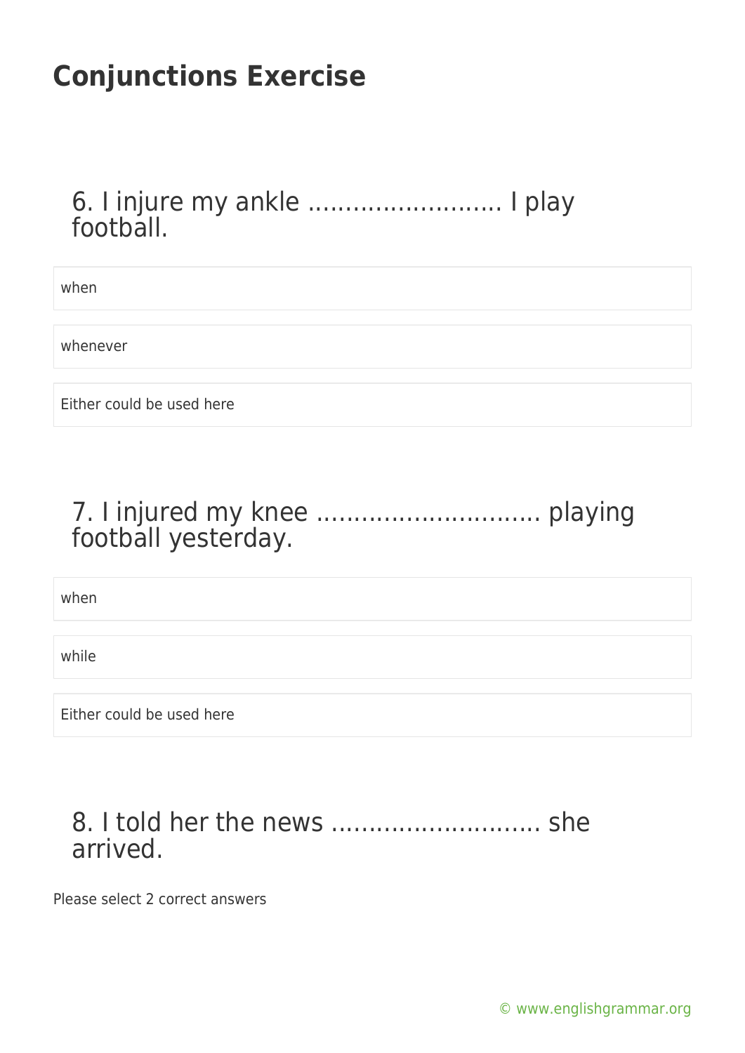# Conjunctions Exercise

## 6. I injure my ankle .......................... I play football.

- when
- whenever
- Either could be used here

## 7. I injured my knee .............................. playing football yesterday.

- when
- while
- Either could be used here

## 8. I told her the news ............................ she arrived.

Please select 2 correct answers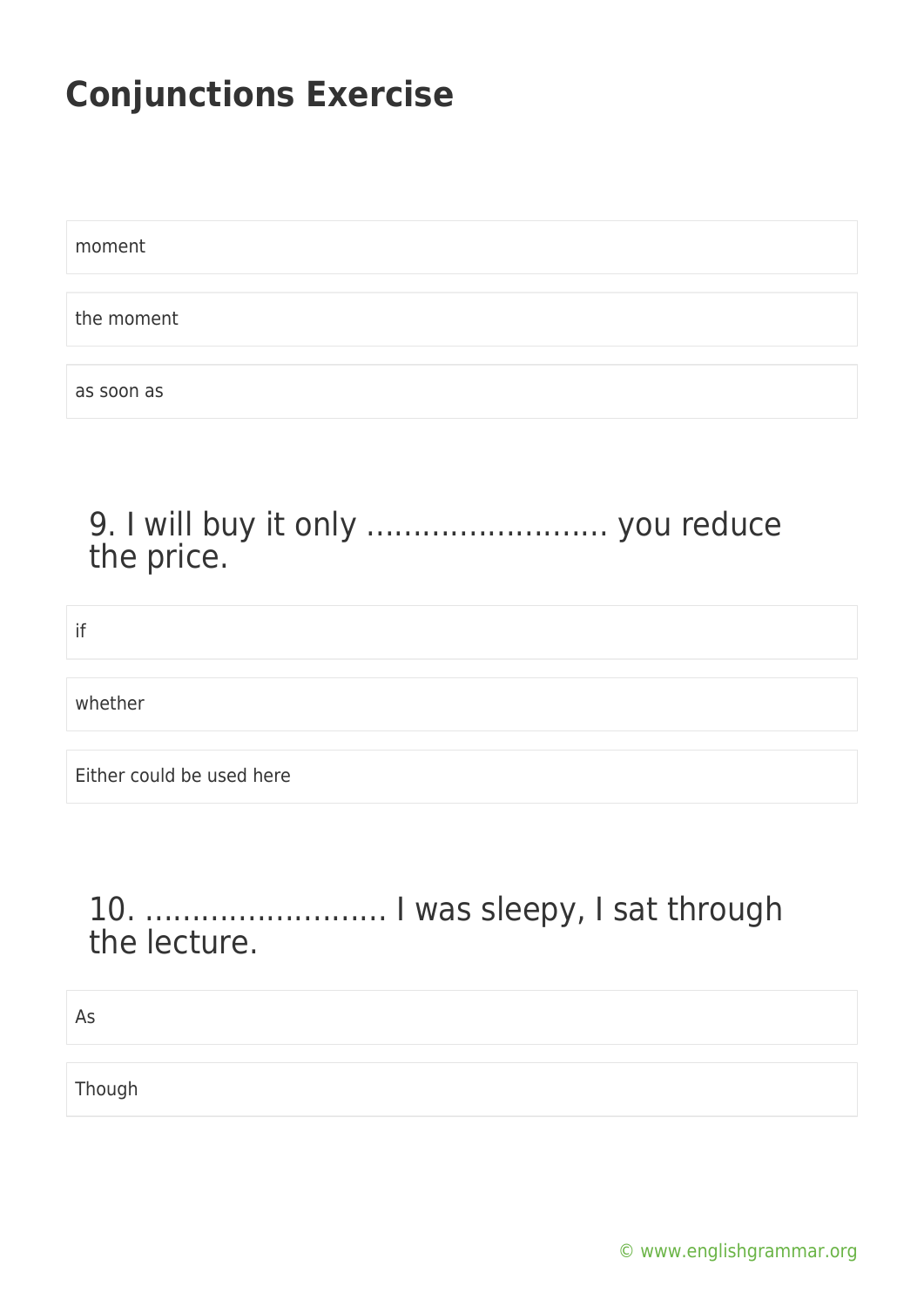# Conjunctions Exercise

moment

the moment

as soon as

## 9. I will buy it only .......................... you reduce the price.

if

whether

Either could be used here

## 10. .......................... I was sleepy, I sat through the lecture.

As

Though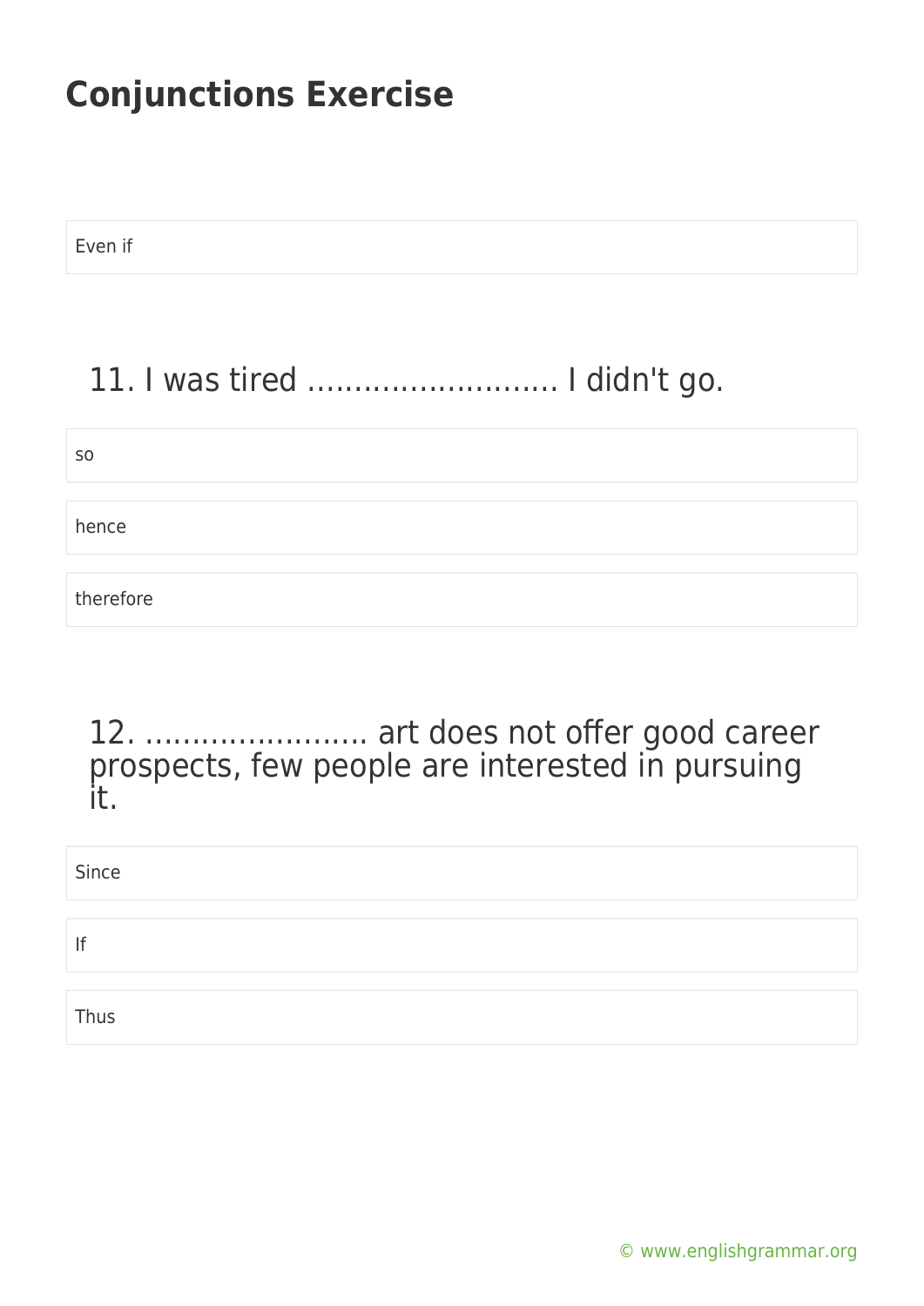# Conjunctions Exercise

Even if

## 11. I was tired ……………………. I didn't go.

so

hence

therefore

## 12. ………………….. art does not offer good career prospects, few people are interested in pursuing it.

Since

If

Thus

© www.englishgrammar.org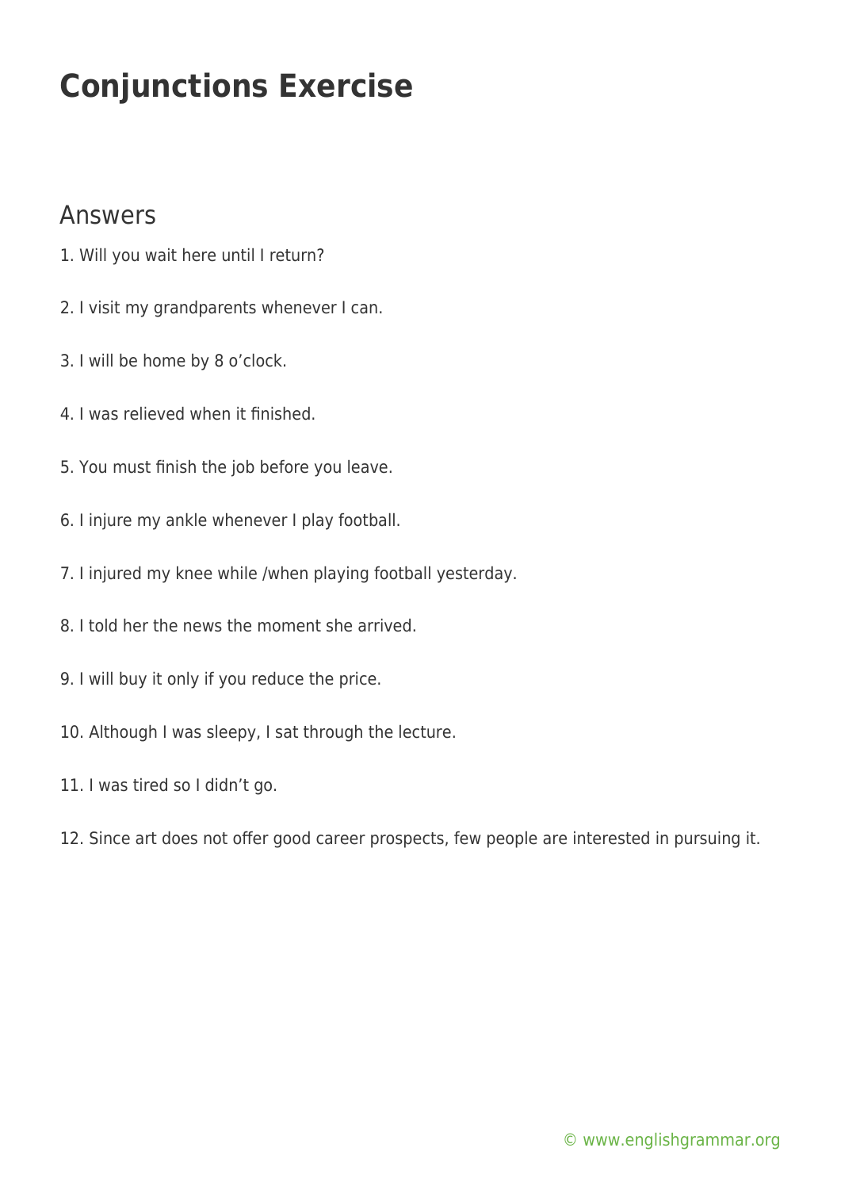# Conjunctions Exercise

## Answers

1. Will you wait here until I return?
2. I visit my grandparents whenever I can.
3. I will be home by 8 o’clock.
4. I was relieved when it finished.
5. You must finish the job before you leave.
6. I injure my ankle whenever I play football.
7. I injured my knee while /when playing football yesterday.
8. I told her the news the moment she arrived.
9. I will buy it only if you reduce the price.
10. Although I was sleepy, I sat through the lecture.
11. I was tired so I didn’t go.
12. Since art does not offer good career prospects, few people are interested in pursuing it.

© www.englishgrammar.org